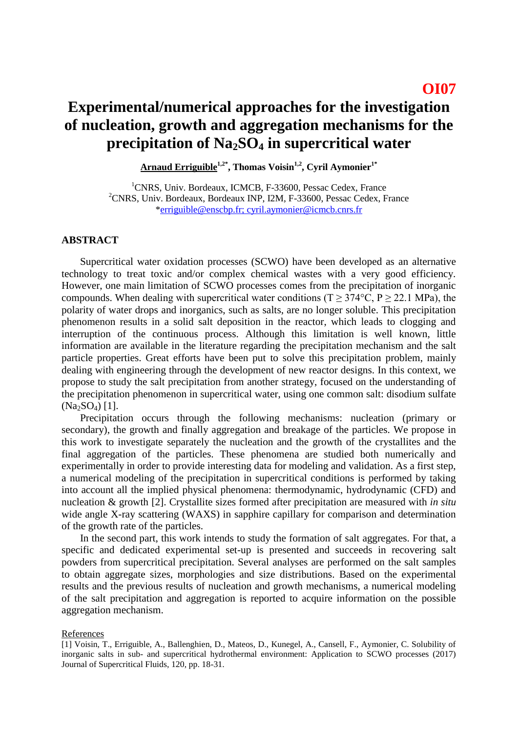**OI07**

# Experimental/numerical approaches for the investigation of nucleation, growth and aggregation mechanisms for the precipitation of $Na_2SO_4$ in supercritical water

**Arnaud Erriguible[1,2*], Thomas Voisin[1,2], Cyril Aymonier[1*]**

[1]CNRS, Univ. Bordeaux, ICMCB, F-33600, Pessac Cedex, France
[2]CNRS, Univ. Bordeaux, Bordeaux INP, I2M, F-33600, Pessac Cedex, France
*erriguible@enscbp.fr; cyril.aymonier@icmcb.cnrs.fr

## ABSTRACT

Supercritical water oxidation processes (SCWO) have been developed as an alternative technology to treat toxic and/or complex chemical wastes with a very good efficiency. However, one main limitation of SCWO processes comes from the precipitation of inorganic compounds. When dealing with supercritical water conditions ($T \geq 374°C$, $P \geq 22.1$ MPa), the polarity of water drops and inorganics, such as salts, are no longer soluble. This precipitation phenomenon results in a solid salt deposition in the reactor, which leads to clogging and interruption of the continuous process. Although this limitation is well known, little information are available in the literature regarding the precipitation mechanism and the salt particle properties. Great efforts have been put to solve this precipitation problem, mainly dealing with engineering through the development of new reactor designs. In this context, we propose to study the salt precipitation from another strategy, focused on the understanding of the precipitation phenomenon in supercritical water, using one common salt: disodium sulfate ($Na_2SO_4$) [1].

Precipitation occurs through the following mechanisms: nucleation (primary or secondary), the growth and finally aggregation and breakage of the particles. We propose in this work to investigate separately the nucleation and the growth of the crystallites and the final aggregation of the particles. These phenomena are studied both numerically and experimentally in order to provide interesting data for modeling and validation. As a first step, a numerical modeling of the precipitation in supercritical conditions is performed by taking into account all the implied physical phenomena: thermodynamic, hydrodynamic (CFD) and nucleation & growth [2]. Crystallite sizes formed after precipitation are measured with *in situ* wide angle X-ray scattering (WAXS) in sapphire capillary for comparison and determination of the growth rate of the particles.

In the second part, this work intends to study the formation of salt aggregates. For that, a specific and dedicated experimental set-up is presented and succeeds in recovering salt powders from supercritical precipitation. Several analyses are performed on the salt samples to obtain aggregate sizes, morphologies and size distributions. Based on the experimental results and the previous results of nucleation and growth mechanisms, a numerical modeling of the salt precipitation and aggregation is reported to acquire information on the possible aggregation mechanism.

References

[1] Voisin, T., Erriguible, A., Ballenghien, D., Mateos, D., Kunegel, A., Cansell, F., Aymonier, C. Solubility of inorganic salts in sub- and supercritical hydrothermal environment: Application to SCWO processes (2017) Journal of Supercritical Fluids, 120, pp. 18-31.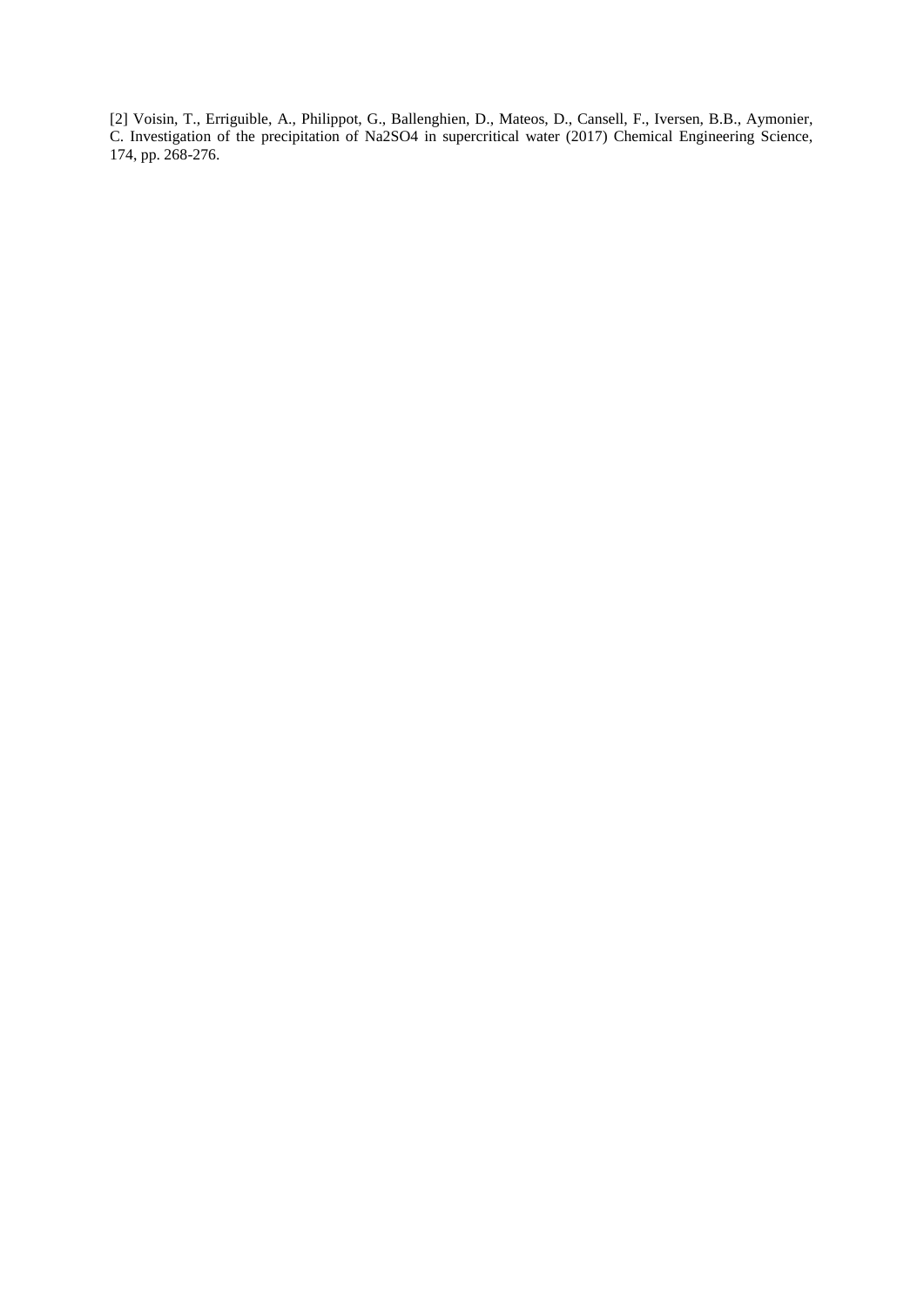[2] Voisin, T., Erriguible, A., Philippot, G., Ballenghien, D., Mateos, D., Cansell, F., Iversen, B.B., Aymonier, C. Investigation of the precipitation of $Na_2SO_4$ in supercritical water (2017) Chemical Engineering Science, 174, pp. 268-276.